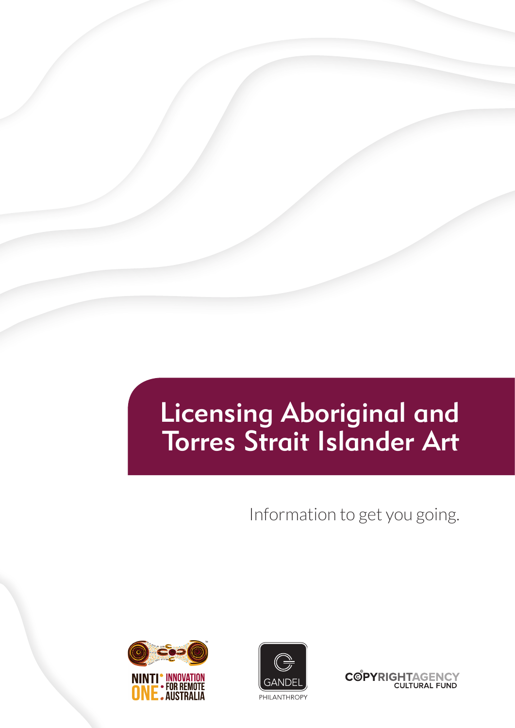# Licensing Aboriginal and Torres Strait Islander Art

Information to get you going.

NINTI ONE: INNOVATION FOR REMOTE AUSTRALIA

GANDEL PHILANTHROPY

COPYRIGHT AGENCY CULTURAL FUND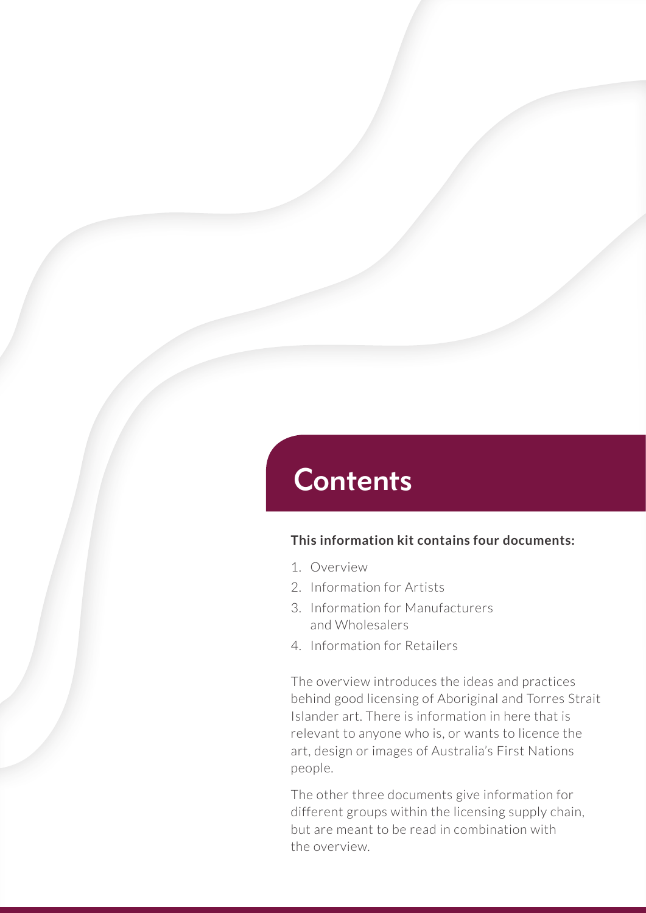# Contents

**This information kit contains four documents:**

1. Overview
2. Information for Artists
3. Information for Manufacturers and Wholesalers
4. Information for Retailers

The overview introduces the ideas and practices behind good licensing of Aboriginal and Torres Strait Islander art. There is information in here that is relevant to anyone who is, or wants to licence the art, design or images of Australia's First Nations people.

The other three documents give information for different groups within the licensing supply chain, but are meant to be read in combination with the overview.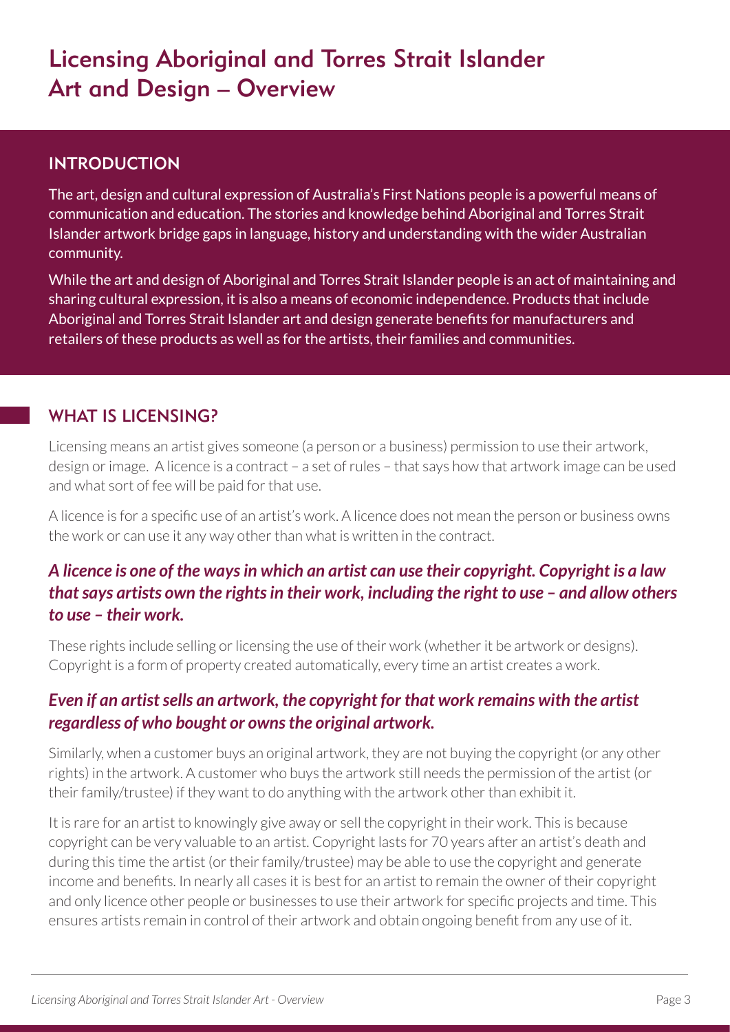# Licensing Aboriginal and Torres Strait Islander Art and Design – Overview

## INTRODUCTION

The art, design and cultural expression of Australia's First Nations people is a powerful means of communication and education. The stories and knowledge behind Aboriginal and Torres Strait Islander artwork bridge gaps in language, history and understanding with the wider Australian community.

While the art and design of Aboriginal and Torres Strait Islander people is an act of maintaining and sharing cultural expression, it is also a means of economic independence. Products that include Aboriginal and Torres Strait Islander art and design generate benefits for manufacturers and retailers of these products as well as for the artists, their families and communities.

## WHAT IS LICENSING?

Licensing means an artist gives someone (a person or a business) permission to use their artwork, design or image. A licence is a contract – a set of rules – that says how that artwork image can be used and what sort of fee will be paid for that use.

A licence is for a specific use of an artist's work. A licence does not mean the person or business owns the work or can use it any way other than what is written in the contract.

***A licence is one of the ways in which an artist can use their copyright. Copyright is a law that says artists own the rights in their work, including the right to use – and allow others to use – their work.***

These rights include selling or licensing the use of their work (whether it be artwork or designs). Copyright is a form of property created automatically, every time an artist creates a work.

***Even if an artist sells an artwork, the copyright for that work remains with the artist regardless of who bought or owns the original artwork.***

Similarly, when a customer buys an original artwork, they are not buying the copyright (or any other rights) in the artwork. A customer who buys the artwork still needs the permission of the artist (or their family/trustee) if they want to do anything with the artwork other than exhibit it.

It is rare for an artist to knowingly give away or sell the copyright in their work. This is because copyright can be very valuable to an artist. Copyright lasts for 70 years after an artist's death and during this time the artist (or their family/trustee) may be able to use the copyright and generate income and benefits. In nearly all cases it is best for an artist to remain the owner of their copyright and only licence other people or businesses to use their artwork for specific projects and time. This ensures artists remain in control of their artwork and obtain ongoing benefit from any use of it.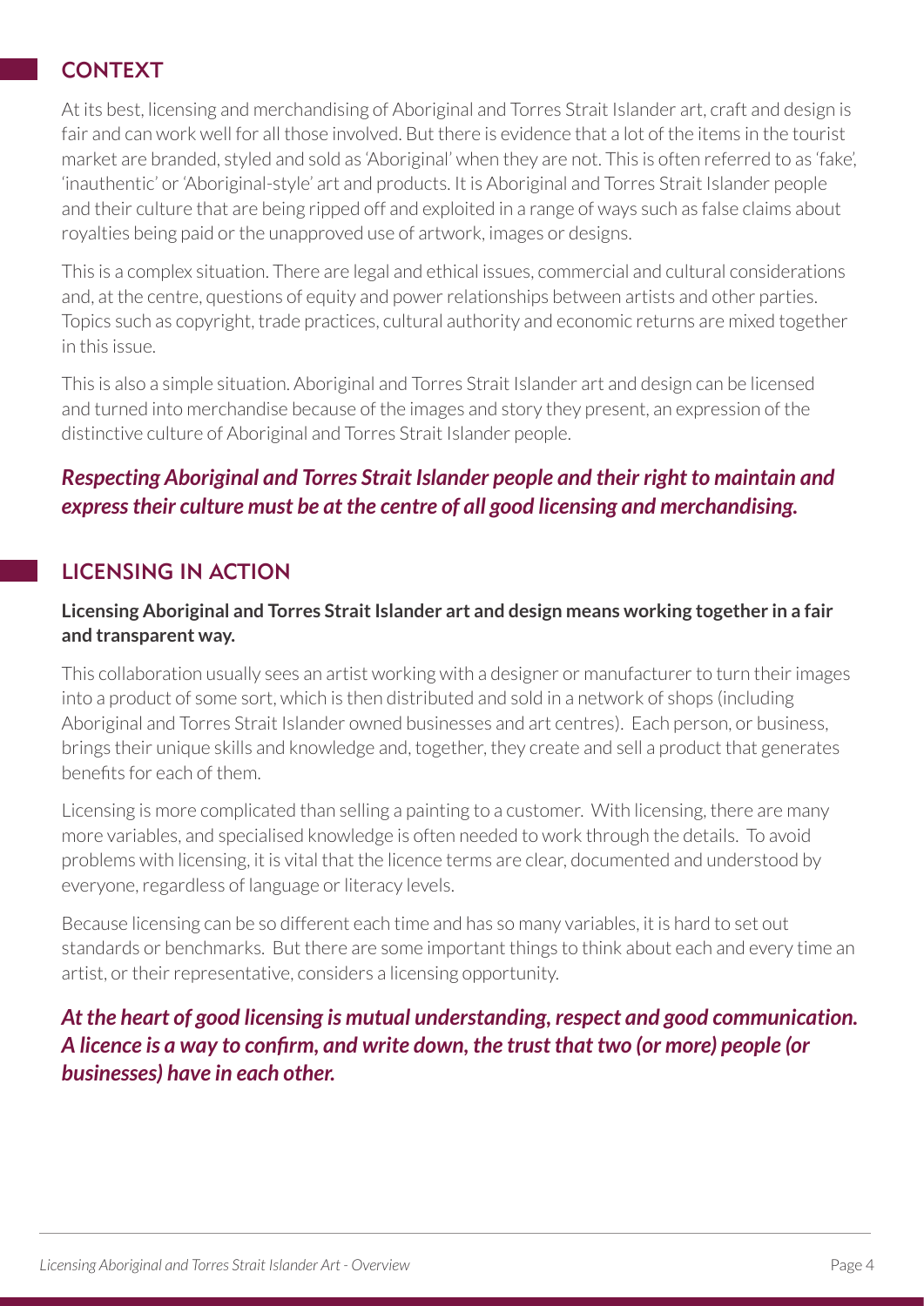## CONTEXT

At its best, licensing and merchandising of Aboriginal and Torres Strait Islander art, craft and design is fair and can work well for all those involved. But there is evidence that a lot of the items in the tourist market are branded, styled and sold as 'Aboriginal' when they are not. This is often referred to as 'fake', 'inauthentic' or 'Aboriginal-style' art and products. It is Aboriginal and Torres Strait Islander people and their culture that are being ripped off and exploited in a range of ways such as false claims about royalties being paid or the unapproved use of artwork, images or designs.

This is a complex situation. There are legal and ethical issues, commercial and cultural considerations and, at the centre, questions of equity and power relationships between artists and other parties. Topics such as copyright, trade practices, cultural authority and economic returns are mixed together in this issue.

This is also a simple situation. Aboriginal and Torres Strait Islander art and design can be licensed and turned into merchandise because of the images and story they present, an expression of the distinctive culture of Aboriginal and Torres Strait Islander people.

***Respecting Aboriginal and Torres Strait Islander people and their right to maintain and express their culture must be at the centre of all good licensing and merchandising.***

## LICENSING IN ACTION

**Licensing Aboriginal and Torres Strait Islander art and design means working together in a fair and transparent way.**

This collaboration usually sees an artist working with a designer or manufacturer to turn their images into a product of some sort, which is then distributed and sold in a network of shops (including Aboriginal and Torres Strait Islander owned businesses and art centres). Each person, or business, brings their unique skills and knowledge and, together, they create and sell a product that generates benefits for each of them.

Licensing is more complicated than selling a painting to a customer. With licensing, there are many more variables, and specialised knowledge is often needed to work through the details. To avoid problems with licensing, it is vital that the licence terms are clear, documented and understood by everyone, regardless of language or literacy levels.

Because licensing can be so different each time and has so many variables, it is hard to set out standards or benchmarks. But there are some important things to think about each and every time an artist, or their representative, considers a licensing opportunity.

***At the heart of good licensing is mutual understanding, respect and good communication. A licence is a way to confirm, and write down, the trust that two (or more) people (or businesses) have in each other.***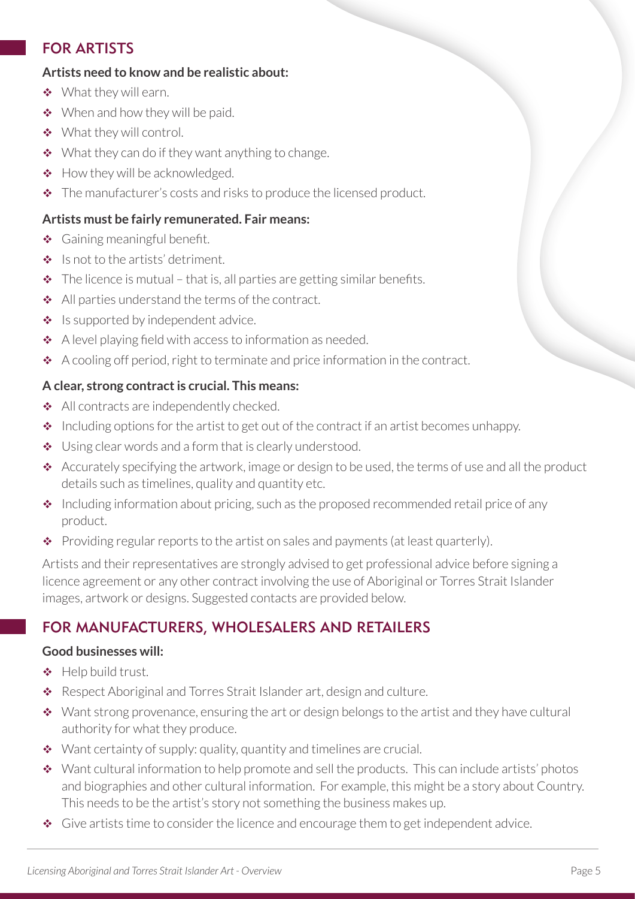## FOR ARTISTS

**Artists need to know and be realistic about:**

- What they will earn.
- When and how they will be paid.
- What they will control.
- What they can do if they want anything to change.
- How they will be acknowledged.
- The manufacturer's costs and risks to produce the licensed product.

**Artists must be fairly remunerated. Fair means:**

- Gaining meaningful benefit.
- Is not to the artists' detriment.
- The licence is mutual – that is, all parties are getting similar benefits.
- All parties understand the terms of the contract.
- Is supported by independent advice.
- A level playing field with access to information as needed.
- A cooling off period, right to terminate and price information in the contract.

**A clear, strong contract is crucial. This means:**

- All contracts are independently checked.
- Including options for the artist to get out of the contract if an artist becomes unhappy.
- Using clear words and a form that is clearly understood.
- Accurately specifying the artwork, image or design to be used, the terms of use and all the product details such as timelines, quality and quantity etc.
- Including information about pricing, such as the proposed recommended retail price of any product.
- Providing regular reports to the artist on sales and payments (at least quarterly).

Artists and their representatives are strongly advised to get professional advice before signing a licence agreement or any other contract involving the use of Aboriginal or Torres Strait Islander images, artwork or designs. Suggested contacts are provided below.

## FOR MANUFACTURERS, WHOLESALERS AND RETAILERS

**Good businesses will:**

- Help build trust.
- Respect Aboriginal and Torres Strait Islander art, design and culture.
- Want strong provenance, ensuring the art or design belongs to the artist and they have cultural authority for what they produce.
- Want certainty of supply: quality, quantity and timelines are crucial.
- Want cultural information to help promote and sell the products. This can include artists' photos and biographies and other cultural information. For example, this might be a story about Country. This needs to be the artist's story not something the business makes up.
- Give artists time to consider the licence and encourage them to get independent advice.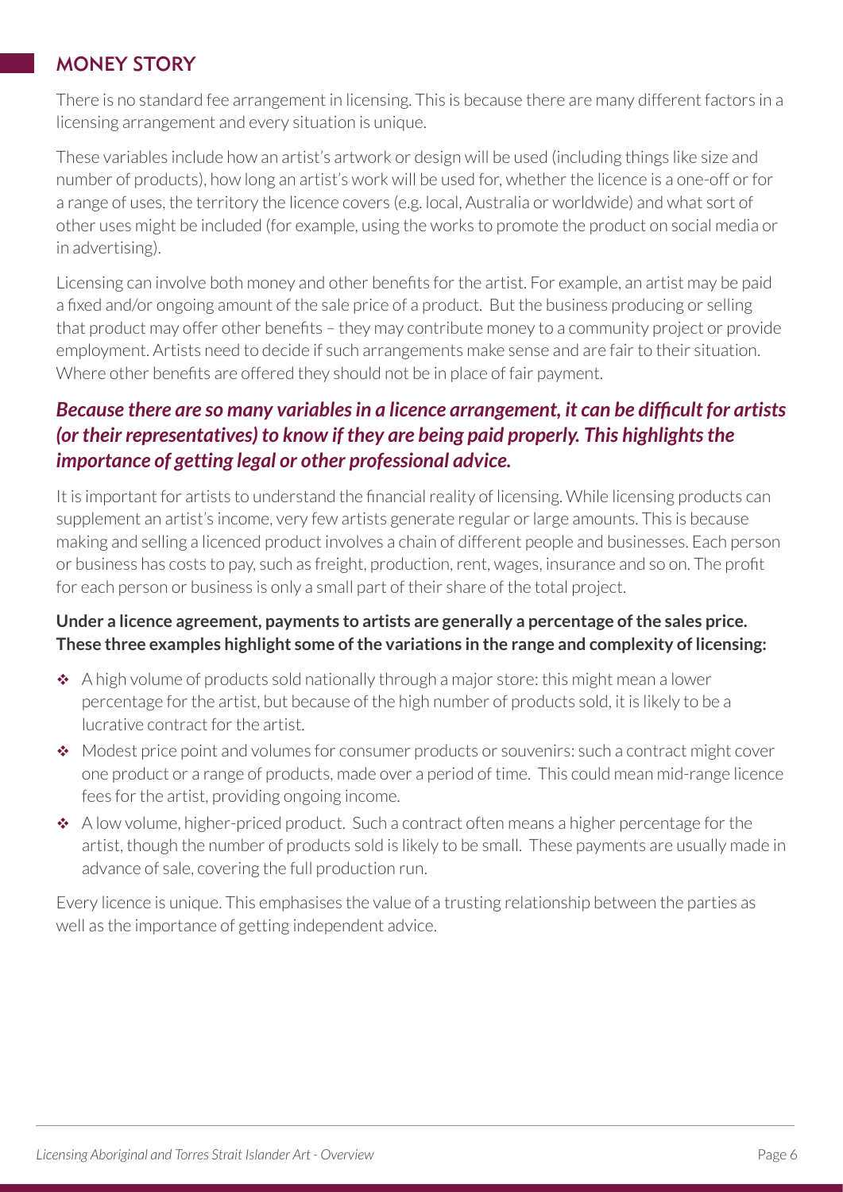## MONEY STORY

There is no standard fee arrangement in licensing. This is because there are many different factors in a licensing arrangement and every situation is unique.

These variables include how an artist's artwork or design will be used (including things like size and number of products), how long an artist's work will be used for, whether the licence is a one-off or for a range of uses, the territory the licence covers (e.g. local, Australia or worldwide) and what sort of other uses might be included (for example, using the works to promote the product on social media or in advertising).

Licensing can involve both money and other benefits for the artist. For example, an artist may be paid a fixed and/or ongoing amount of the sale price of a product. But the business producing or selling that product may offer other benefits – they may contribute money to a community project or provide employment. Artists need to decide if such arrangements make sense and are fair to their situation. Where other benefits are offered they should not be in place of fair payment.

***Because there are so many variables in a licence arrangement, it can be difficult for artists (or their representatives) to know if they are being paid properly. This highlights the importance of getting legal or other professional advice.***

It is important for artists to understand the financial reality of licensing. While licensing products can supplement an artist's income, very few artists generate regular or large amounts. This is because making and selling a licenced product involves a chain of different people and businesses. Each person or business has costs to pay, such as freight, production, rent, wages, insurance and so on. The profit for each person or business is only a small part of their share of the total project.

**Under a licence agreement, payments to artists are generally a percentage of the sales price. These three examples highlight some of the variations in the range and complexity of licensing:**

- A high volume of products sold nationally through a major store: this might mean a lower percentage for the artist, but because of the high number of products sold, it is likely to be a lucrative contract for the artist.
- Modest price point and volumes for consumer products or souvenirs: such a contract might cover one product or a range of products, made over a period of time. This could mean mid-range licence fees for the artist, providing ongoing income.
- A low volume, higher-priced product. Such a contract often means a higher percentage for the artist, though the number of products sold is likely to be small. These payments are usually made in advance of sale, covering the full production run.

Every licence is unique. This emphasises the value of a trusting relationship between the parties as well as the importance of getting independent advice.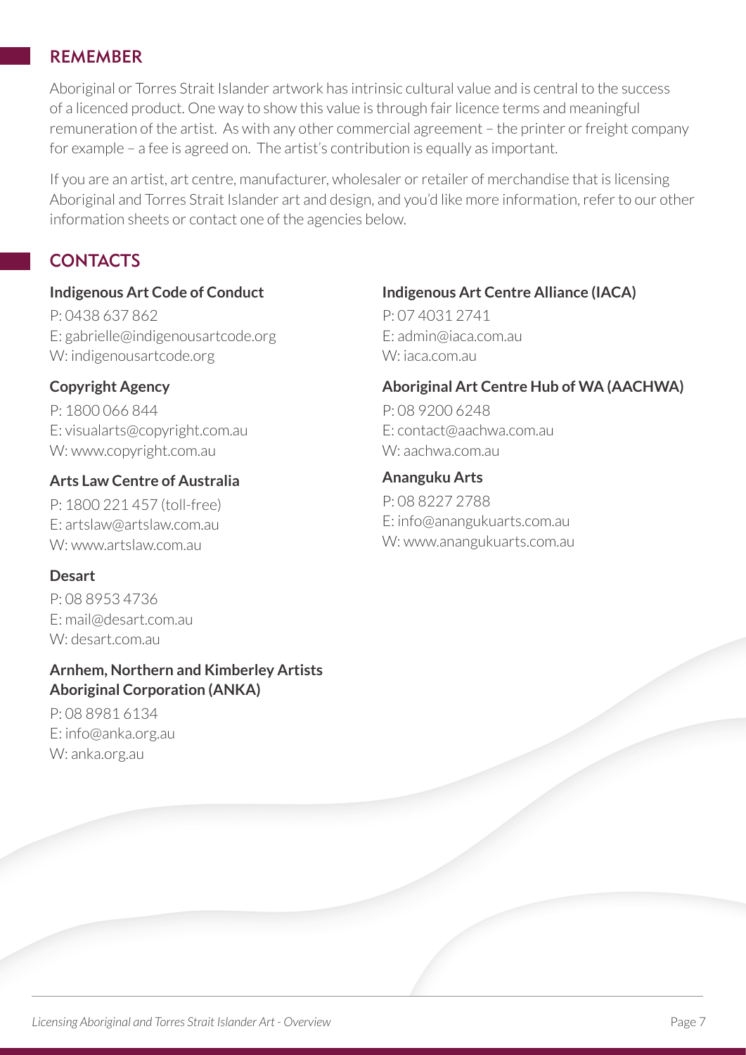## REMEMBER

Aboriginal or Torres Strait Islander artwork has intrinsic cultural value and is central to the success of a licenced product. One way to show this value is through fair licence terms and meaningful remuneration of the artist. As with any other commercial agreement – the printer or freight company for example – a fee is agreed on. The artist's contribution is equally as important.

If you are an artist, art centre, manufacturer, wholesaler or retailer of merchandise that is licensing Aboriginal and Torres Strait Islander art and design, and you'd like more information, refer to our other information sheets or contact one of the agencies below.

## CONTACTS

**Indigenous Art Code of Conduct**

P: 0438 637 862
E: gabrielle@indigenousartcode.org
W: indigenousartcode.org

**Copyright Agency**

P: 1800 066 844
E: visualarts@copyright.com.au
W: www.copyright.com.au

**Arts Law Centre of Australia**

P: 1800 221 457 (toll-free)
E: artslaw@artslaw.com.au
W: www.artslaw.com.au

**Desart**

P: 08 8953 4736
E: mail@desart.com.au
W: desart.com.au

**Arnhem, Northern and Kimberley Artists Aboriginal Corporation (ANKA)**

P: 08 8981 6134
E: info@anka.org.au
W: anka.org.au

**Indigenous Art Centre Alliance (IACA)**

P: 07 4031 2741
E: admin@iaca.com.au
W: iaca.com.au

**Aboriginal Art Centre Hub of WA (AACHWA)**

P: 08 9200 6248
E: contact@aachwa.com.au
W: aachwa.com.au

**Ananguku Arts**

P: 08 8227 2788
E: info@anangukuarts.com.au
W: www.anangukuarts.com.au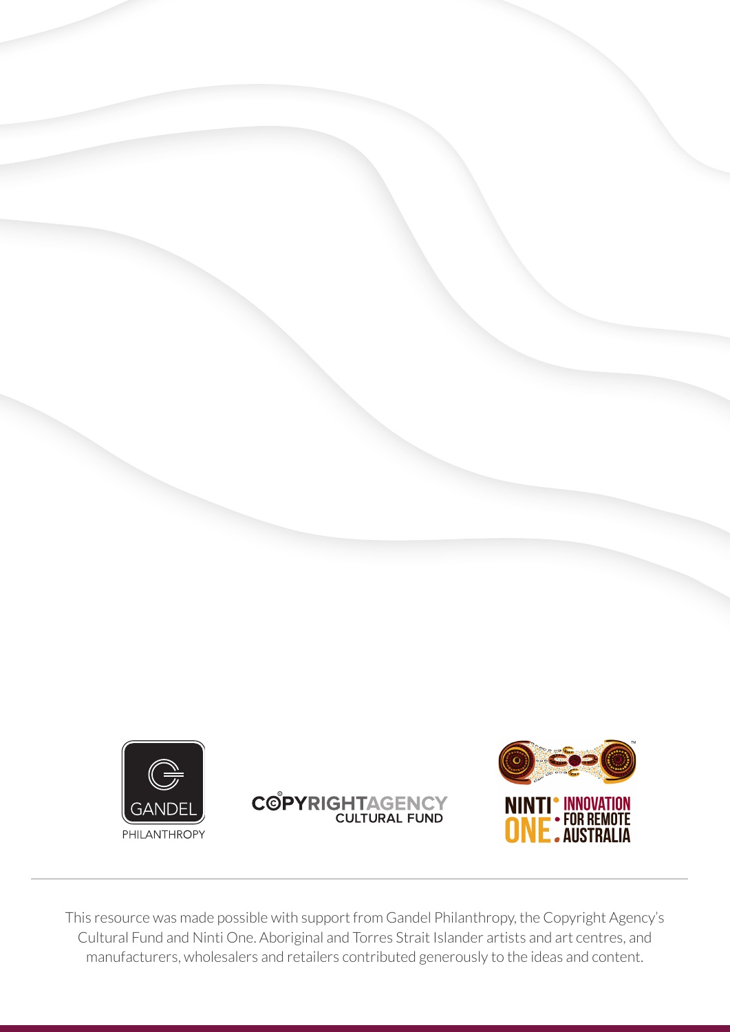GANDEL PHILANTHROPY

COPYRIGHT AGENCY CULTURAL FUND

NINTI ONE • INNOVATION FOR REMOTE AUSTRALIA

This resource was made possible with support from Gandel Philanthropy, the Copyright Agency's Cultural Fund and Ninti One. Aboriginal and Torres Strait Islander artists and art centres, and manufacturers, wholesalers and retailers contributed generously to the ideas and content.